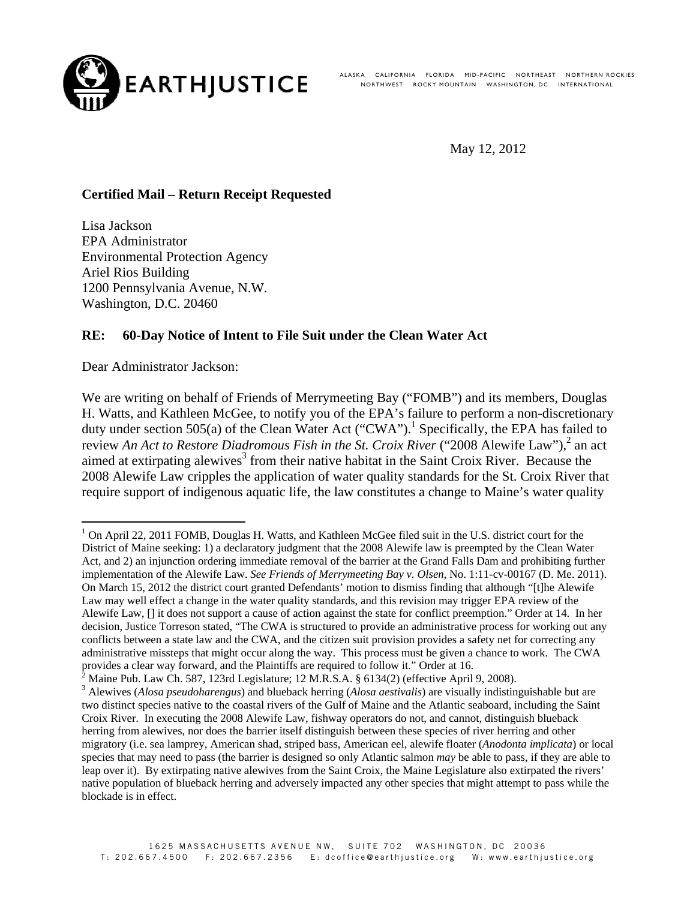**EARTHJUSTICE**

ALASKA CALIFORNIA FLORIDA MID-PACIFIC NORTHEAST NORTHERN ROCKIES NORTHWEST ROCKY MOUNTAIN WASHINGTON, DC INTERNATIONAL

May 12, 2012

**Certified Mail – Return Receipt Requested**

Lisa Jackson
EPA Administrator
Environmental Protection Agency
Ariel Rios Building
1200 Pennsylvania Avenue, N.W.
Washington, D.C. 20460

**RE: 60-Day Notice of Intent to File Suit under the Clean Water Act**

Dear Administrator Jackson:

We are writing on behalf of Friends of Merrymeeting Bay ("FOMB") and its members, Douglas H. Watts, and Kathleen McGee, to notify you of the EPA's failure to perform a non-discretionary duty under section 505(a) of the Clean Water Act ("CWA").[1] Specifically, the EPA has failed to review *An Act to Restore Diadromous Fish in the St. Croix River* ("2008 Alewife Law"),[2] an act aimed at extirpating alewives[3] from their native habitat in the Saint Croix River. Because the 2008 Alewife Law cripples the application of water quality standards for the St. Croix River that require support of indigenous aquatic life, the law constitutes a change to Maine's water quality

---

[1] On April 22, 2011 FOMB, Douglas H. Watts, and Kathleen McGee filed suit in the U.S. district court for the District of Maine seeking: 1) a declaratory judgment that the 2008 Alewife law is preempted by the Clean Water Act, and 2) an injunction ordering immediate removal of the barrier at the Grand Falls Dam and prohibiting further implementation of the Alewife Law. *See Friends of Merrymeeting Bay v. Olsen*, No. 1:11-cv-00167 (D. Me. 2011). On March 15, 2012 the district court granted Defendants' motion to dismiss finding that although "[t]he Alewife Law may well effect a change in the water quality standards, and this revision may trigger EPA review of the Alewife Law, [] it does not support a cause of action against the state for conflict preemption." Order at 14. In her decision, Justice Torreson stated, "The CWA is structured to provide an administrative process for working out any conflicts between a state law and the CWA, and the citizen suit provision provides a safety net for correcting any administrative missteps that might occur along the way. This process must be given a chance to work. The CWA provides a clear way forward, and the Plaintiffs are required to follow it." Order at 16.

[2] Maine Pub. Law Ch. 587, 123rd Legislature; 12 M.R.S.A. § 6134(2) (effective April 9, 2008).

[3] Alewives (*Alosa pseudoharengus*) and blueback herring (*Alosa aestivalis*) are visually indistinguishable but are two distinct species native to the coastal rivers of the Gulf of Maine and the Atlantic seaboard, including the Saint Croix River. In executing the 2008 Alewife Law, fishway operators do not, and cannot, distinguish blueback herring from alewives, nor does the barrier itself distinguish between these species of river herring and other migratory (i.e. sea lamprey, American shad, striped bass, American eel, alewife floater (*Anodonta implicata*) or local species that may need to pass (the barrier is designed so only Atlantic salmon *may* be able to pass, if they are able to leap over it). By extirpating native alewives from the Saint Croix, the Maine Legislature also extirpated the rivers' native population of blueback herring and adversely impacted any other species that might attempt to pass while the blockade is in effect.

1625 MASSACHUSETTS AVENUE NW, SUITE 702 WASHINGTON, DC 20036
T: 202.667.4500 F: 202.667.2356 E: dcoffice@earthjustice.org W: www.earthjustice.org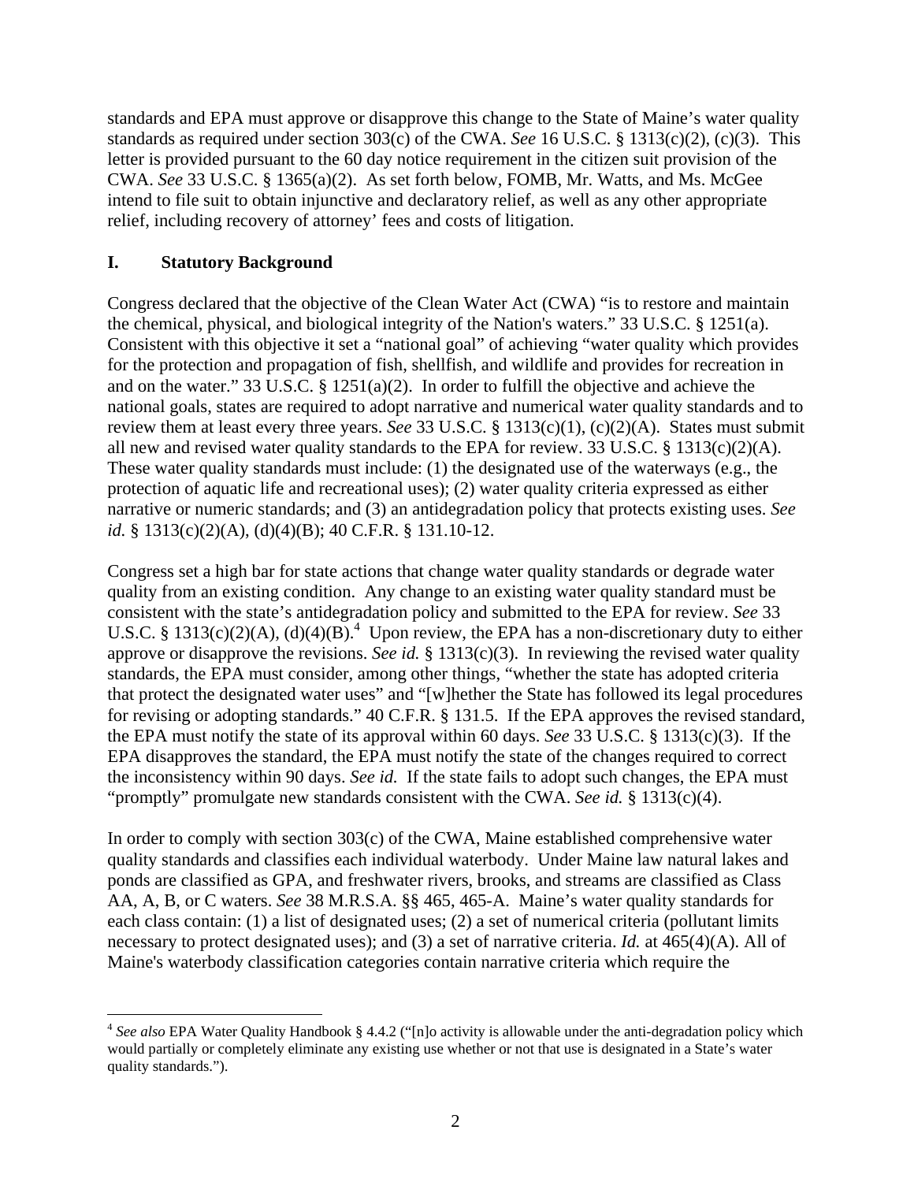standards and EPA must approve or disapprove this change to the State of Maine's water quality standards as required under section 303(c) of the CWA. *See* 16 U.S.C. § 1313(c)(2), (c)(3). This letter is provided pursuant to the 60 day notice requirement in the citizen suit provision of the CWA. *See* 33 U.S.C. § 1365(a)(2). As set forth below, FOMB, Mr. Watts, and Ms. McGee intend to file suit to obtain injunctive and declaratory relief, as well as any other appropriate relief, including recovery of attorney' fees and costs of litigation.

## I. Statutory Background

Congress declared that the objective of the Clean Water Act (CWA) "is to restore and maintain the chemical, physical, and biological integrity of the Nation's waters." 33 U.S.C. § 1251(a). Consistent with this objective it set a "national goal" of achieving "water quality which provides for the protection and propagation of fish, shellfish, and wildlife and provides for recreation in and on the water." 33 U.S.C. § 1251(a)(2). In order to fulfill the objective and achieve the national goals, states are required to adopt narrative and numerical water quality standards and to review them at least every three years. *See* 33 U.S.C. § 1313(c)(1), (c)(2)(A). States must submit all new and revised water quality standards to the EPA for review. 33 U.S.C. § 1313(c)(2)(A). These water quality standards must include: (1) the designated use of the waterways (e.g., the protection of aquatic life and recreational uses); (2) water quality criteria expressed as either narrative or numeric standards; and (3) an antidegradation policy that protects existing uses. *See id.* § 1313(c)(2)(A), (d)(4)(B); 40 C.F.R. § 131.10-12.

Congress set a high bar for state actions that change water quality standards or degrade water quality from an existing condition. Any change to an existing water quality standard must be consistent with the state's antidegradation policy and submitted to the EPA for review. *See* 33 U.S.C. § 1313(c)(2)(A), (d)(4)(B).[4] Upon review, the EPA has a non-discretionary duty to either approve or disapprove the revisions. *See id.* § 1313(c)(3). In reviewing the revised water quality standards, the EPA must consider, among other things, "whether the state has adopted criteria that protect the designated water uses" and "[w]hether the State has followed its legal procedures for revising or adopting standards." 40 C.F.R. § 131.5. If the EPA approves the revised standard, the EPA must notify the state of its approval within 60 days. *See* 33 U.S.C. § 1313(c)(3). If the EPA disapproves the standard, the EPA must notify the state of the changes required to correct the inconsistency within 90 days. *See id.* If the state fails to adopt such changes, the EPA must "promptly" promulgate new standards consistent with the CWA. *See id.* § 1313(c)(4).

In order to comply with section 303(c) of the CWA, Maine established comprehensive water quality standards and classifies each individual waterbody. Under Maine law natural lakes and ponds are classified as GPA, and freshwater rivers, brooks, and streams are classified as Class AA, A, B, or C waters. *See* 38 M.R.S.A. §§ 465, 465-A. Maine's water quality standards for each class contain: (1) a list of designated uses; (2) a set of numerical criteria (pollutant limits necessary to protect designated uses); and (3) a set of narrative criteria. *Id.* at 465(4)(A). All of Maine's waterbody classification categories contain narrative criteria which require the

---

[4] *See also* EPA Water Quality Handbook § 4.4.2 ("[n]o activity is allowable under the anti-degradation policy which would partially or completely eliminate any existing use whether or not that use is designated in a State's water quality standards.").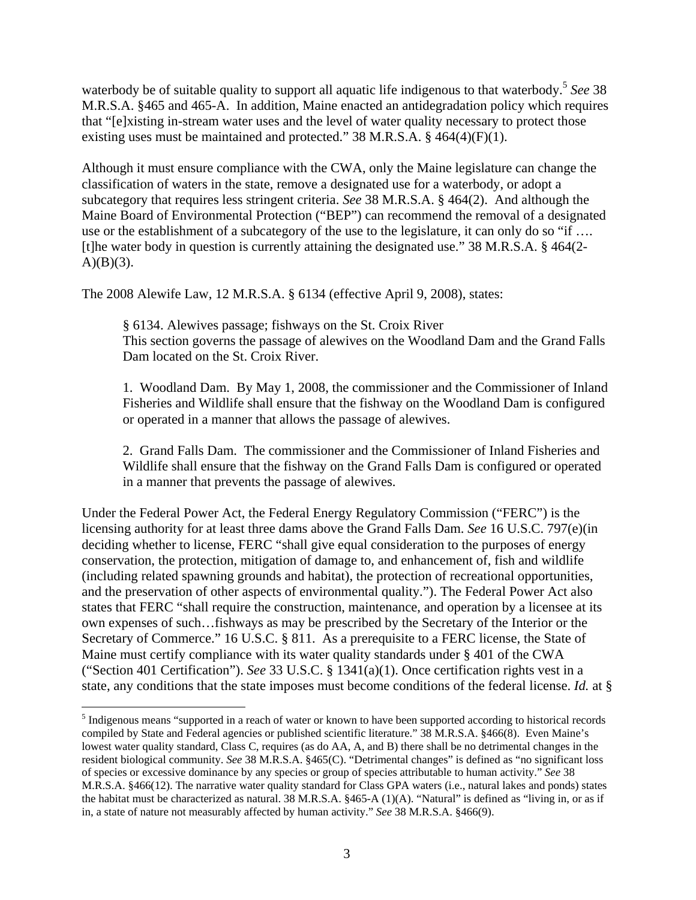waterbody be of suitable quality to support all aquatic life indigenous to that waterbody.[5] *See* 38 M.R.S.A. §465 and 465-A. In addition, Maine enacted an antidegradation policy which requires that "[e]xisting in-stream water uses and the level of water quality necessary to protect those existing uses must be maintained and protected." 38 M.R.S.A. § 464(4)(F)(1).

Although it must ensure compliance with the CWA, only the Maine legislature can change the classification of waters in the state, remove a designated use for a waterbody, or adopt a subcategory that requires less stringent criteria. *See* 38 M.R.S.A. § 464(2). And although the Maine Board of Environmental Protection ("BEP") can recommend the removal of a designated use or the establishment of a subcategory of the use to the legislature, it can only do so "if …. [t]he water body in question is currently attaining the designated use." 38 M.R.S.A. § 464(2-A)(B)(3).

The 2008 Alewife Law, 12 M.R.S.A. § 6134 (effective April 9, 2008), states:

> § 6134. Alewives passage; fishways on the St. Croix River
> This section governs the passage of alewives on the Woodland Dam and the Grand Falls Dam located on the St. Croix River.
>
> 1. Woodland Dam. By May 1, 2008, the commissioner and the Commissioner of Inland Fisheries and Wildlife shall ensure that the fishway on the Woodland Dam is configured or operated in a manner that allows the passage of alewives.
>
> 2. Grand Falls Dam. The commissioner and the Commissioner of Inland Fisheries and Wildlife shall ensure that the fishway on the Grand Falls Dam is configured or operated in a manner that prevents the passage of alewives.

Under the Federal Power Act, the Federal Energy Regulatory Commission ("FERC") is the licensing authority for at least three dams above the Grand Falls Dam. *See* 16 U.S.C. 797(e)(in deciding whether to license, FERC "shall give equal consideration to the purposes of energy conservation, the protection, mitigation of damage to, and enhancement of, fish and wildlife (including related spawning grounds and habitat), the protection of recreational opportunities, and the preservation of other aspects of environmental quality."). The Federal Power Act also states that FERC "shall require the construction, maintenance, and operation by a licensee at its own expenses of such…fishways as may be prescribed by the Secretary of the Interior or the Secretary of Commerce." 16 U.S.C. § 811. As a prerequisite to a FERC license, the State of Maine must certify compliance with its water quality standards under § 401 of the CWA ("Section 401 Certification"). *See* 33 U.S.C. § 1341(a)(1). Once certification rights vest in a state, any conditions that the state imposes must become conditions of the federal license. *Id.* at §

---

[5] Indigenous means "supported in a reach of water or known to have been supported according to historical records compiled by State and Federal agencies or published scientific literature." 38 M.R.S.A. §466(8). Even Maine's lowest water quality standard, Class C, requires (as do AA, A, and B) there shall be no detrimental changes in the resident biological community. *See* 38 M.R.S.A. §465(C). "Detrimental changes" is defined as "no significant loss of species or excessive dominance by any species or group of species attributable to human activity." *See* 38 M.R.S.A. §466(12). The narrative water quality standard for Class GPA waters (i.e., natural lakes and ponds) states the habitat must be characterized as natural. 38 M.R.S.A. §465-A (1)(A). "Natural" is defined as "living in, or as if in, a state of nature not measurably affected by human activity." *See* 38 M.R.S.A. §466(9).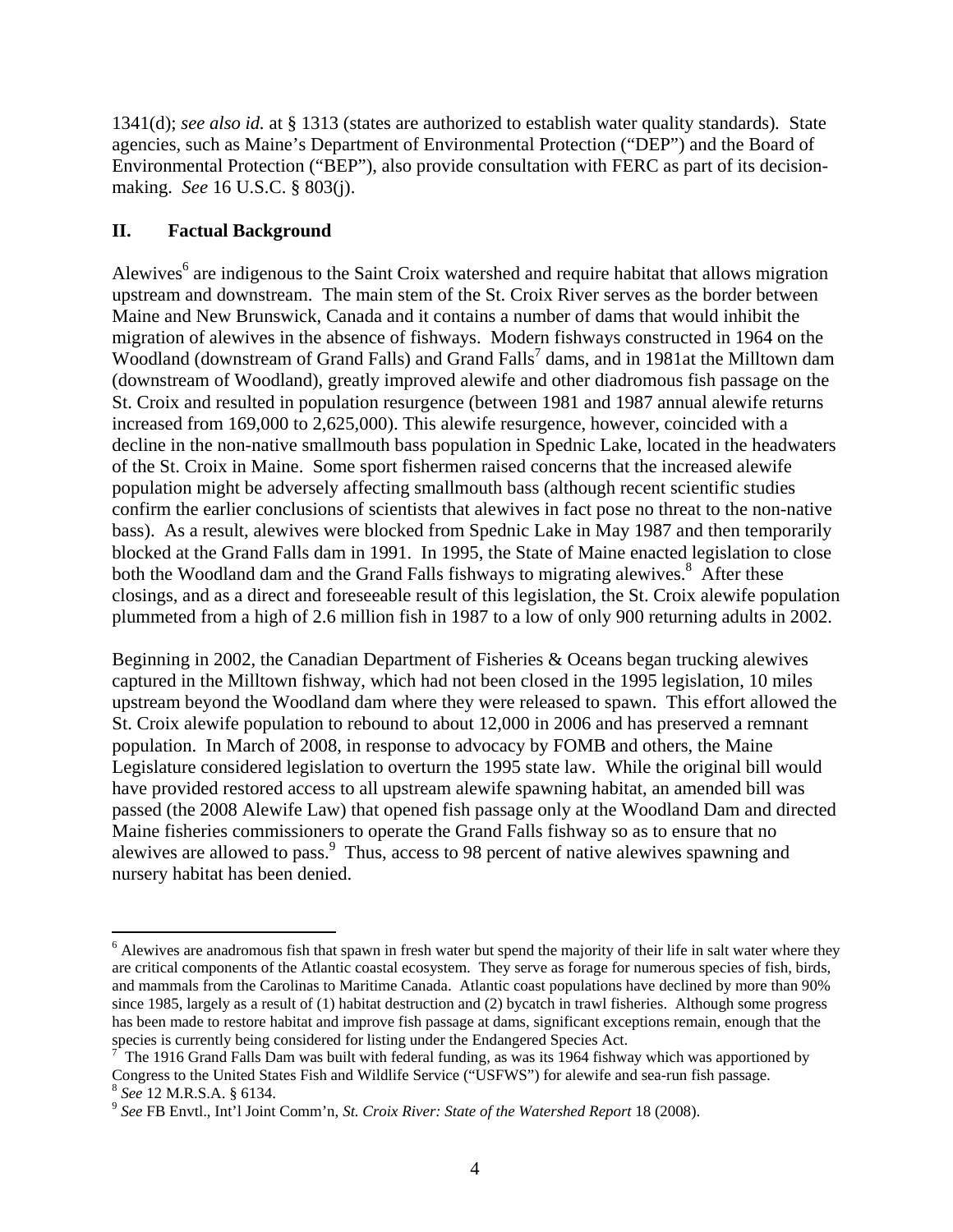1341(d); *see also id.* at § 1313 (states are authorized to establish water quality standards). State agencies, such as Maine's Department of Environmental Protection ("DEP") and the Board of Environmental Protection ("BEP"), also provide consultation with FERC as part of its decision-making. *See* 16 U.S.C. § 803(j).

## II. Factual Background

Alewives[6] are indigenous to the Saint Croix watershed and require habitat that allows migration upstream and downstream. The main stem of the St. Croix River serves as the border between Maine and New Brunswick, Canada and it contains a number of dams that would inhibit the migration of alewives in the absence of fishways. Modern fishways constructed in 1964 on the Woodland (downstream of Grand Falls) and Grand Falls[7] dams, and in 1981at the Milltown dam (downstream of Woodland), greatly improved alewife and other diadromous fish passage on the St. Croix and resulted in population resurgence (between 1981 and 1987 annual alewife returns increased from 169,000 to 2,625,000). This alewife resurgence, however, coincided with a decline in the non-native smallmouth bass population in Spednic Lake, located in the headwaters of the St. Croix in Maine. Some sport fishermen raised concerns that the increased alewife population might be adversely affecting smallmouth bass (although recent scientific studies confirm the earlier conclusions of scientists that alewives in fact pose no threat to the non-native bass). As a result, alewives were blocked from Spednic Lake in May 1987 and then temporarily blocked at the Grand Falls dam in 1991. In 1995, the State of Maine enacted legislation to close both the Woodland dam and the Grand Falls fishways to migrating alewives.[8] After these closings, and as a direct and foreseeable result of this legislation, the St. Croix alewife population plummeted from a high of 2.6 million fish in 1987 to a low of only 900 returning adults in 2002.

Beginning in 2002, the Canadian Department of Fisheries & Oceans began trucking alewives captured in the Milltown fishway, which had not been closed in the 1995 legislation, 10 miles upstream beyond the Woodland dam where they were released to spawn. This effort allowed the St. Croix alewife population to rebound to about 12,000 in 2006 and has preserved a remnant population. In March of 2008, in response to advocacy by FOMB and others, the Maine Legislature considered legislation to overturn the 1995 state law. While the original bill would have provided restored access to all upstream alewife spawning habitat, an amended bill was passed (the 2008 Alewife Law) that opened fish passage only at the Woodland Dam and directed Maine fisheries commissioners to operate the Grand Falls fishway so as to ensure that no alewives are allowed to pass.[9] Thus, access to 98 percent of native alewives spawning and nursery habitat has been denied.

---

[6] Alewives are anadromous fish that spawn in fresh water but spend the majority of their life in salt water where they are critical components of the Atlantic coastal ecosystem. They serve as forage for numerous species of fish, birds, and mammals from the Carolinas to Maritime Canada. Atlantic coast populations have declined by more than 90% since 1985, largely as a result of (1) habitat destruction and (2) bycatch in trawl fisheries. Although some progress has been made to restore habitat and improve fish passage at dams, significant exceptions remain, enough that the species is currently being considered for listing under the Endangered Species Act.

[7] The 1916 Grand Falls Dam was built with federal funding, as was its 1964 fishway which was apportioned by Congress to the United States Fish and Wildlife Service ("USFWS") for alewife and sea-run fish passage.

[8] *See* 12 M.R.S.A. § 6134.

[9] *See* FB Envtl., Int'l Joint Comm'n, *St. Croix River: State of the Watershed Report* 18 (2008).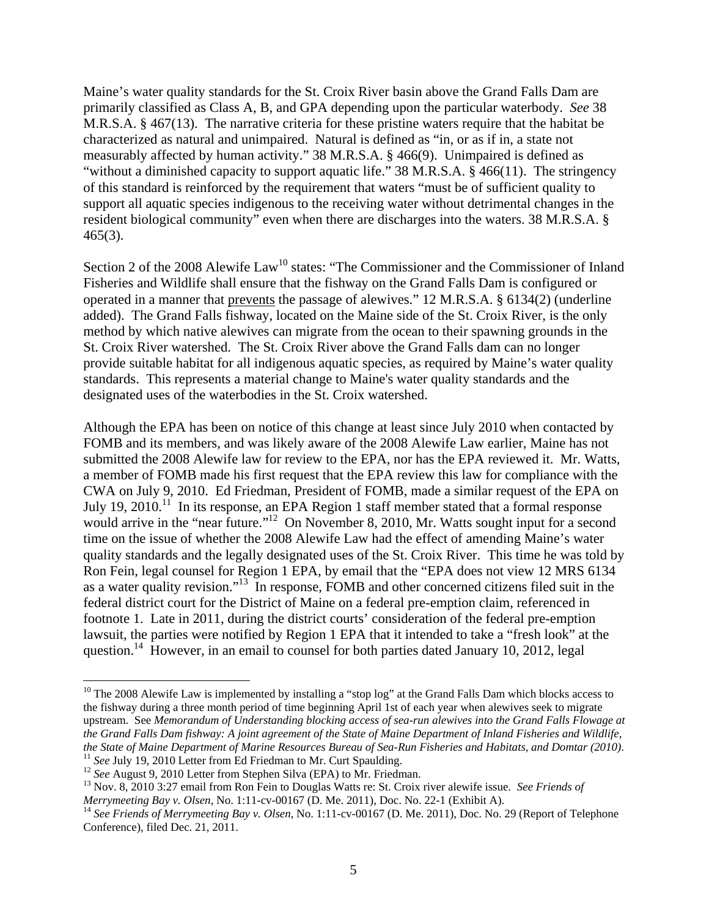Maine's water quality standards for the St. Croix River basin above the Grand Falls Dam are primarily classified as Class A, B, and GPA depending upon the particular waterbody. *See* 38 M.R.S.A. § 467(13). The narrative criteria for these pristine waters require that the habitat be characterized as natural and unimpaired. Natural is defined as "in, or as if in, a state not measurably affected by human activity." 38 M.R.S.A. § 466(9). Unimpaired is defined as "without a diminished capacity to support aquatic life." 38 M.R.S.A. § 466(11). The stringency of this standard is reinforced by the requirement that waters "must be of sufficient quality to support all aquatic species indigenous to the receiving water without detrimental changes in the resident biological community" even when there are discharges into the waters. 38 M.R.S.A. § 465(3).

Section 2 of the 2008 Alewife Law[10] states: "The Commissioner and the Commissioner of Inland Fisheries and Wildlife shall ensure that the fishway on the Grand Falls Dam is configured or operated in a manner that <u>prevents</u> the passage of alewives." 12 M.R.S.A. § 6134(2) (underline added). The Grand Falls fishway, located on the Maine side of the St. Croix River, is the only method by which native alewives can migrate from the ocean to their spawning grounds in the St. Croix River watershed. The St. Croix River above the Grand Falls dam can no longer provide suitable habitat for all indigenous aquatic species, as required by Maine's water quality standards. This represents a material change to Maine's water quality standards and the designated uses of the waterbodies in the St. Croix watershed.

Although the EPA has been on notice of this change at least since July 2010 when contacted by FOMB and its members, and was likely aware of the 2008 Alewife Law earlier, Maine has not submitted the 2008 Alewife law for review to the EPA, nor has the EPA reviewed it. Mr. Watts, a member of FOMB made his first request that the EPA review this law for compliance with the CWA on July 9, 2010. Ed Friedman, President of FOMB, made a similar request of the EPA on July 19, 2010.[11] In its response, an EPA Region 1 staff member stated that a formal response would arrive in the "near future."[12] On November 8, 2010, Mr. Watts sought input for a second time on the issue of whether the 2008 Alewife Law had the effect of amending Maine's water quality standards and the legally designated uses of the St. Croix River. This time he was told by Ron Fein, legal counsel for Region 1 EPA, by email that the "EPA does not view 12 MRS 6134 as a water quality revision."[13] In response, FOMB and other concerned citizens filed suit in the federal district court for the District of Maine on a federal pre-emption claim, referenced in footnote 1. Late in 2011, during the district courts' consideration of the federal pre-emption lawsuit, the parties were notified by Region 1 EPA that it intended to take a "fresh look" at the question.[14] However, in an email to counsel for both parties dated January 10, 2012, legal

---

[10] The 2008 Alewife Law is implemented by installing a "stop log" at the Grand Falls Dam which blocks access to the fishway during a three month period of time beginning April 1st of each year when alewives seek to migrate upstream. See *Memorandum of Understanding blocking access of sea-run alewives into the Grand Falls Flowage at the Grand Falls Dam fishway: A joint agreement of the State of Maine Department of Inland Fisheries and Wildlife, the State of Maine Department of Marine Resources Bureau of Sea-Run Fisheries and Habitats, and Domtar (2010)*.

[11] *See* July 19, 2010 Letter from Ed Friedman to Mr. Curt Spaulding.

[12] *See* August 9, 2010 Letter from Stephen Silva (EPA) to Mr. Friedman.

[13] Nov. 8, 2010 3:27 email from Ron Fein to Douglas Watts re: St. Croix river alewife issue. *See Friends of Merrymeeting Bay v. Olsen*, No. 1:11-cv-00167 (D. Me. 2011), Doc. No. 22-1 (Exhibit A).

[14] *See Friends of Merrymeeting Bay v. Olsen*, No. 1:11-cv-00167 (D. Me. 2011), Doc. No. 29 (Report of Telephone Conference), filed Dec. 21, 2011.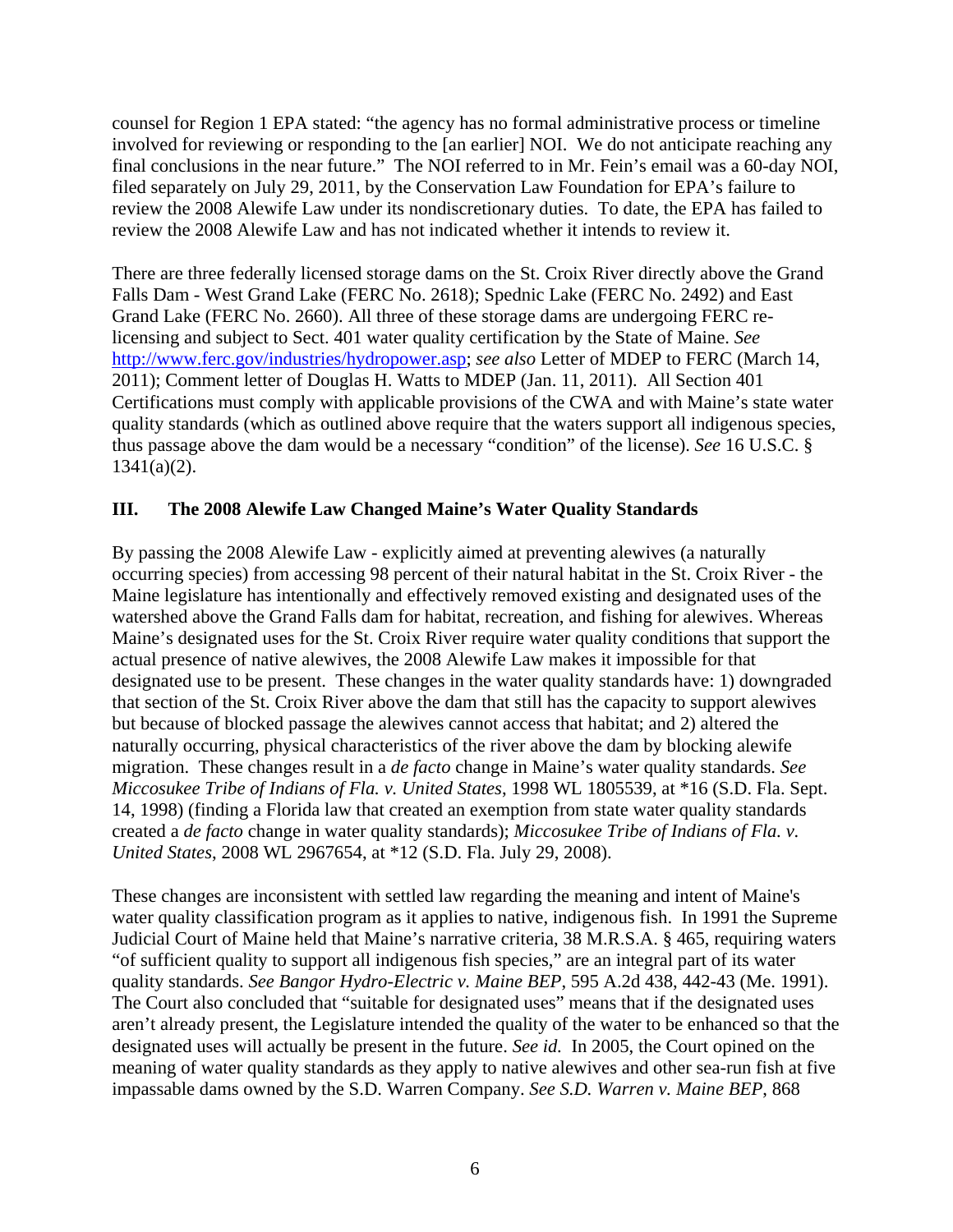counsel for Region 1 EPA stated: "the agency has no formal administrative process or timeline involved for reviewing or responding to the [an earlier] NOI. We do not anticipate reaching any final conclusions in the near future." The NOI referred to in Mr. Fein's email was a 60-day NOI, filed separately on July 29, 2011, by the Conservation Law Foundation for EPA's failure to review the 2008 Alewife Law under its nondiscretionary duties. To date, the EPA has failed to review the 2008 Alewife Law and has not indicated whether it intends to review it.

There are three federally licensed storage dams on the St. Croix River directly above the Grand Falls Dam - West Grand Lake (FERC No. 2618); Spednic Lake (FERC No. 2492) and East Grand Lake (FERC No. 2660). All three of these storage dams are undergoing FERC re-licensing and subject to Sect. 401 water quality certification by the State of Maine. *See* http://www.ferc.gov/industries/hydropower.asp; *see also* Letter of MDEP to FERC (March 14, 2011); Comment letter of Douglas H. Watts to MDEP (Jan. 11, 2011). All Section 401 Certifications must comply with applicable provisions of the CWA and with Maine's state water quality standards (which as outlined above require that the waters support all indigenous species, thus passage above the dam would be a necessary "condition" of the license). *See* 16 U.S.C. § 1341(a)(2).

## III. The 2008 Alewife Law Changed Maine's Water Quality Standards

By passing the 2008 Alewife Law - explicitly aimed at preventing alewives (a naturally occurring species) from accessing 98 percent of their natural habitat in the St. Croix River - the Maine legislature has intentionally and effectively removed existing and designated uses of the watershed above the Grand Falls dam for habitat, recreation, and fishing for alewives. Whereas Maine's designated uses for the St. Croix River require water quality conditions that support the actual presence of native alewives, the 2008 Alewife Law makes it impossible for that designated use to be present. These changes in the water quality standards have: 1) downgraded that section of the St. Croix River above the dam that still has the capacity to support alewives but because of blocked passage the alewives cannot access that habitat; and 2) altered the naturally occurring, physical characteristics of the river above the dam by blocking alewife migration. These changes result in a *de facto* change in Maine's water quality standards. *See Miccosukee Tribe of Indians of Fla. v. United States*, 1998 WL 1805539, at *16 (S.D. Fla. Sept. 14, 1998) (finding a Florida law that created an exemption from state water quality standards created a *de facto* change in water quality standards); *Miccosukee Tribe of Indians of Fla. v. United States*, 2008 WL 2967654, at *12 (S.D. Fla. July 29, 2008).

These changes are inconsistent with settled law regarding the meaning and intent of Maine's water quality classification program as it applies to native, indigenous fish. In 1991 the Supreme Judicial Court of Maine held that Maine's narrative criteria, 38 M.R.S.A. § 465, requiring waters "of sufficient quality to support all indigenous fish species," are an integral part of its water quality standards. *See Bangor Hydro-Electric v. Maine BEP*, 595 A.2d 438, 442-43 (Me. 1991). The Court also concluded that "suitable for designated uses" means that if the designated uses aren't already present, the Legislature intended the quality of the water to be enhanced so that the designated uses will actually be present in the future. *See id.* In 2005, the Court opined on the meaning of water quality standards as they apply to native alewives and other sea-run fish at five impassable dams owned by the S.D. Warren Company. *See S.D. Warren v. Maine BEP*, 868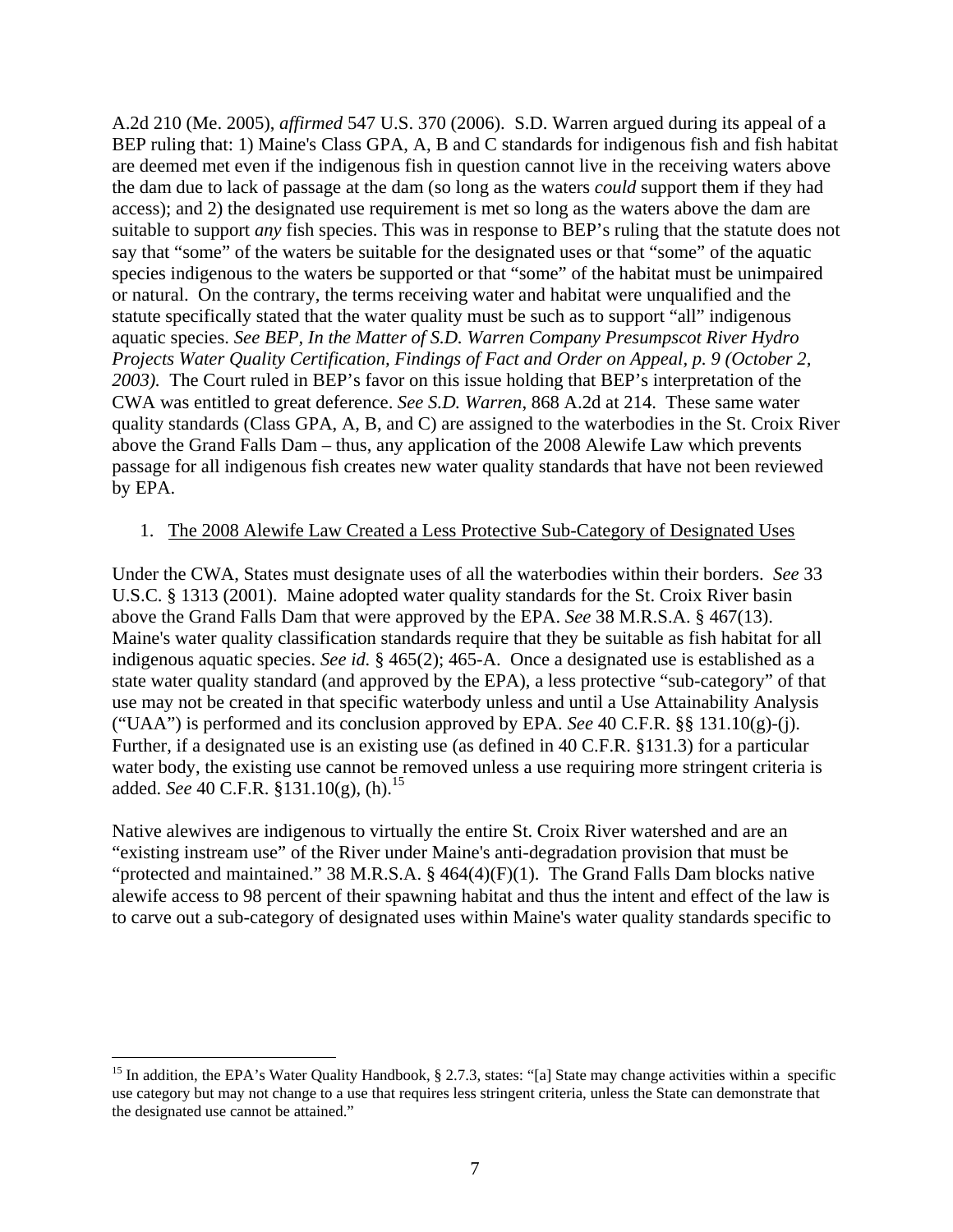A.2d 210 (Me. 2005), *affirmed* 547 U.S. 370 (2006). S.D. Warren argued during its appeal of a BEP ruling that: 1) Maine's Class GPA, A, B and C standards for indigenous fish and fish habitat are deemed met even if the indigenous fish in question cannot live in the receiving waters above the dam due to lack of passage at the dam (so long as the waters *could* support them if they had access); and 2) the designated use requirement is met so long as the waters above the dam are suitable to support *any* fish species. This was in response to BEP's ruling that the statute does not say that "some" of the waters be suitable for the designated uses or that "some" of the aquatic species indigenous to the waters be supported or that "some" of the habitat must be unimpaired or natural. On the contrary, the terms receiving water and habitat were unqualified and the statute specifically stated that the water quality must be such as to support "all" indigenous aquatic species. *See BEP, In the Matter of S.D. Warren Company Presumpscot River Hydro Projects Water Quality Certification, Findings of Fact and Order on Appeal, p. 9 (October 2, 2003).* The Court ruled in BEP's favor on this issue holding that BEP's interpretation of the CWA was entitled to great deference. *See S.D. Warren*, 868 A.2d at 214. These same water quality standards (Class GPA, A, B, and C) are assigned to the waterbodies in the St. Croix River above the Grand Falls Dam – thus, any application of the 2008 Alewife Law which prevents passage for all indigenous fish creates new water quality standards that have not been reviewed by EPA.

1. <u>The 2008 Alewife Law Created a Less Protective Sub-Category of Designated Uses</u>

Under the CWA, States must designate uses of all the waterbodies within their borders. *See* 33 U.S.C. § 1313 (2001). Maine adopted water quality standards for the St. Croix River basin above the Grand Falls Dam that were approved by the EPA. *See* 38 M.R.S.A. § 467(13). Maine's water quality classification standards require that they be suitable as fish habitat for all indigenous aquatic species. *See id.* § 465(2); 465-A. Once a designated use is established as a state water quality standard (and approved by the EPA), a less protective "sub-category" of that use may not be created in that specific waterbody unless and until a Use Attainability Analysis ("UAA") is performed and its conclusion approved by EPA. *See* 40 C.F.R. §§ 131.10(g)-(j). Further, if a designated use is an existing use (as defined in 40 C.F.R. §131.3) for a particular water body, the existing use cannot be removed unless a use requiring more stringent criteria is added. *See* 40 C.F.R. §131.10(g), (h).[15]

Native alewives are indigenous to virtually the entire St. Croix River watershed and are an "existing instream use" of the River under Maine's anti-degradation provision that must be "protected and maintained." 38 M.R.S.A. § 464(4)(F)(1). The Grand Falls Dam blocks native alewife access to 98 percent of their spawning habitat and thus the intent and effect of the law is to carve out a sub-category of designated uses within Maine's water quality standards specific to

---

[15] In addition, the EPA's Water Quality Handbook, § 2.7.3, states: "[a] State may change activities within a specific use category but may not change to a use that requires less stringent criteria, unless the State can demonstrate that the designated use cannot be attained."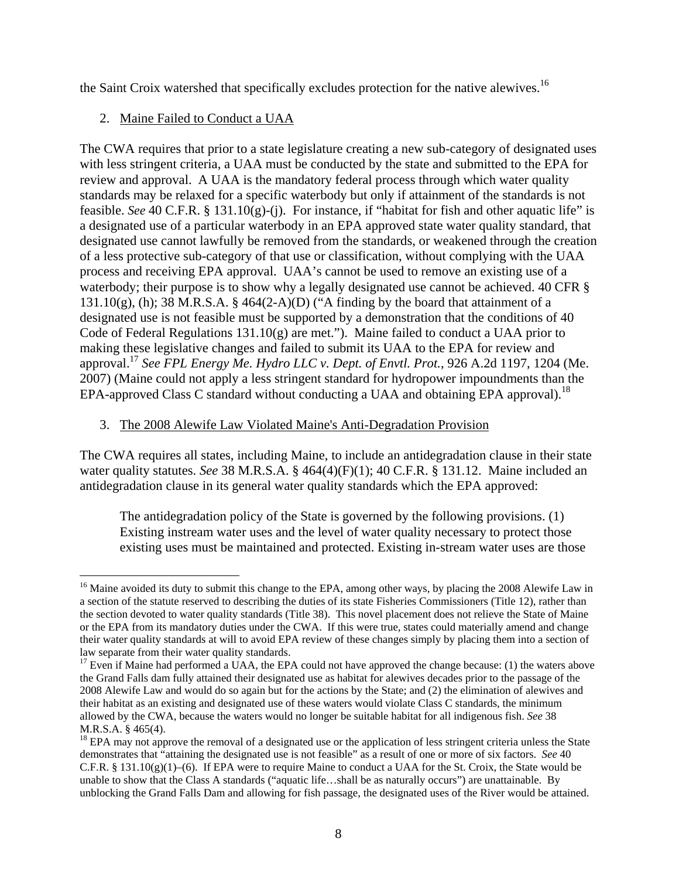the Saint Croix watershed that specifically excludes protection for the native alewives.[16]

2. Maine Failed to Conduct a UAA

The CWA requires that prior to a state legislature creating a new sub-category of designated uses with less stringent criteria, a UAA must be conducted by the state and submitted to the EPA for review and approval. A UAA is the mandatory federal process through which water quality standards may be relaxed for a specific waterbody but only if attainment of the standards is not feasible. *See* 40 C.F.R. § 131.10(g)-(j). For instance, if "habitat for fish and other aquatic life" is a designated use of a particular waterbody in an EPA approved state water quality standard, that designated use cannot lawfully be removed from the standards, or weakened through the creation of a less protective sub-category of that use or classification, without complying with the UAA process and receiving EPA approval. UAA's cannot be used to remove an existing use of a waterbody; their purpose is to show why a legally designated use cannot be achieved. 40 CFR § 131.10(g), (h); 38 M.R.S.A. § 464(2-A)(D) ("A finding by the board that attainment of a designated use is not feasible must be supported by a demonstration that the conditions of 40 Code of Federal Regulations 131.10(g) are met."). Maine failed to conduct a UAA prior to making these legislative changes and failed to submit its UAA to the EPA for review and approval.[17] *See FPL Energy Me. Hydro LLC v. Dept. of Envtl. Prot.*, 926 A.2d 1197, 1204 (Me. 2007) (Maine could not apply a less stringent standard for hydropower impoundments than the EPA-approved Class C standard without conducting a UAA and obtaining EPA approval).[18]

3. The 2008 Alewife Law Violated Maine's Anti-Degradation Provision

The CWA requires all states, including Maine, to include an antidegradation clause in their state water quality statutes. *See* 38 M.R.S.A. § 464(4)(F)(1); 40 C.F.R. § 131.12. Maine included an antidegradation clause in its general water quality standards which the EPA approved:

> The antidegradation policy of the State is governed by the following provisions. (1) Existing instream water uses and the level of water quality necessary to protect those existing uses must be maintained and protected. Existing in-stream water uses are those

---

[16] Maine avoided its duty to submit this change to the EPA, among other ways, by placing the 2008 Alewife Law in a section of the statute reserved to describing the duties of its state Fisheries Commissioners (Title 12), rather than the section devoted to water quality standards (Title 38). This novel placement does not relieve the State of Maine or the EPA from its mandatory duties under the CWA. If this were true, states could materially amend and change their water quality standards at will to avoid EPA review of these changes simply by placing them into a section of law separate from their water quality standards.

[17] Even if Maine had performed a UAA, the EPA could not have approved the change because: (1) the waters above the Grand Falls dam fully attained their designated use as habitat for alewives decades prior to the passage of the 2008 Alewife Law and would do so again but for the actions by the State; and (2) the elimination of alewives and their habitat as an existing and designated use of these waters would violate Class C standards, the minimum allowed by the CWA, because the waters would no longer be suitable habitat for all indigenous fish. *See* 38 M.R.S.A. § 465(4).

[18] EPA may not approve the removal of a designated use or the application of less stringent criteria unless the State demonstrates that "attaining the designated use is not feasible" as a result of one or more of six factors. *See* 40 C.F.R. § 131.10(g)(1)–(6). If EPA were to require Maine to conduct a UAA for the St. Croix, the State would be unable to show that the Class A standards ("aquatic life…shall be as naturally occurs") are unattainable. By unblocking the Grand Falls Dam and allowing for fish passage, the designated uses of the River would be attained.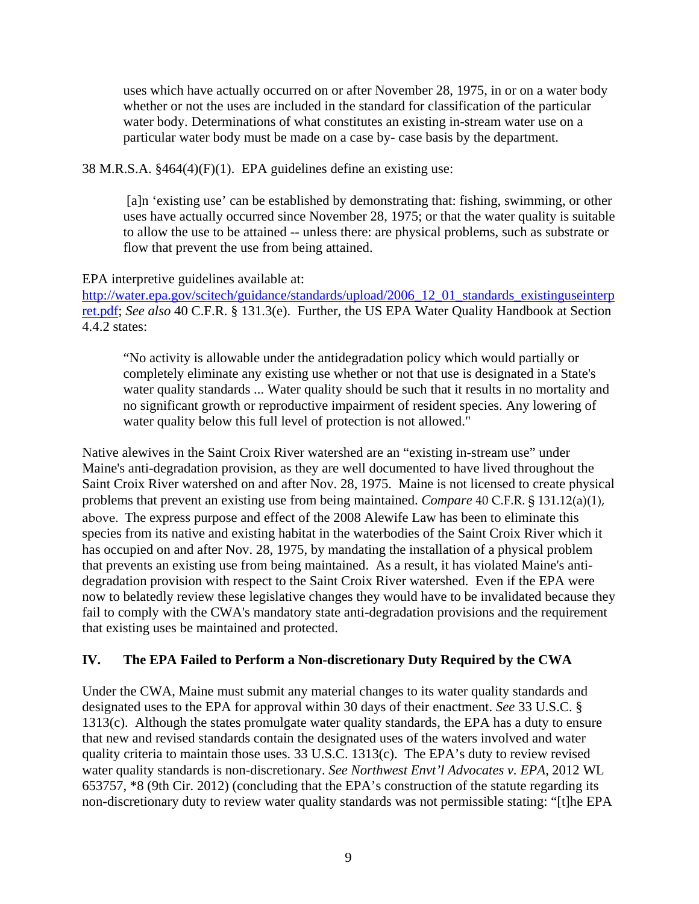> uses which have actually occurred on or after November 28, 1975, in or on a water body whether or not the uses are included in the standard for classification of the particular water body. Determinations of what constitutes an existing in-stream water use on a particular water body must be made on a case by- case basis by the department.

38 M.R.S.A. §464(4)(F)(1). EPA guidelines define an existing use:

> [a]n 'existing use' can be established by demonstrating that: fishing, swimming, or other uses have actually occurred since November 28, 1975; or that the water quality is suitable to allow the use to be attained -- unless there: are physical problems, such as substrate or flow that prevent the use from being attained.

EPA interpretive guidelines available at: [http://water.epa.gov/scitech/guidance/standards/upload/2006_12_01_standards_existinguseinterpret.pdf](http://water.epa.gov/scitech/guidance/standards/upload/2006_12_01_standards_existinguseinterpret.pdf); *See also* 40 C.F.R. § 131.3(e). Further, the US EPA Water Quality Handbook at Section 4.4.2 states:

> "No activity is allowable under the antidegradation policy which would partially or completely eliminate any existing use whether or not that use is designated in a State's water quality standards ... Water quality should be such that it results in no mortality and no significant growth or reproductive impairment of resident species. Any lowering of water quality below this full level of protection is not allowed."

Native alewives in the Saint Croix River watershed are an "existing in-stream use" under Maine's anti-degradation provision, as they are well documented to have lived throughout the Saint Croix River watershed on and after Nov. 28, 1975. Maine is not licensed to create physical problems that prevent an existing use from being maintained. *Compare* 40 C.F.R. § 131.12(a)(1), above. The express purpose and effect of the 2008 Alewife Law has been to eliminate this species from its native and existing habitat in the waterbodies of the Saint Croix River which it has occupied on and after Nov. 28, 1975, by mandating the installation of a physical problem that prevents an existing use from being maintained. As a result, it has violated Maine's anti-degradation provision with respect to the Saint Croix River watershed. Even if the EPA were now to belatedly review these legislative changes they would have to be invalidated because they fail to comply with the CWA's mandatory state anti-degradation provisions and the requirement that existing uses be maintained and protected.

## IV. The EPA Failed to Perform a Non-discretionary Duty Required by the CWA

Under the CWA, Maine must submit any material changes to its water quality standards and designated uses to the EPA for approval within 30 days of their enactment. *See* 33 U.S.C. § 1313(c). Although the states promulgate water quality standards, the EPA has a duty to ensure that new and revised standards contain the designated uses of the waters involved and water quality criteria to maintain those uses. 33 U.S.C. 1313(c). The EPA's duty to review revised water quality standards is non-discretionary. *See Northwest Envt'l Advocates v. EPA*, 2012 WL 653757, *8 (9th Cir. 2012) (concluding that the EPA's construction of the statute regarding its non-discretionary duty to review water quality standards was not permissible stating: "[t]he EPA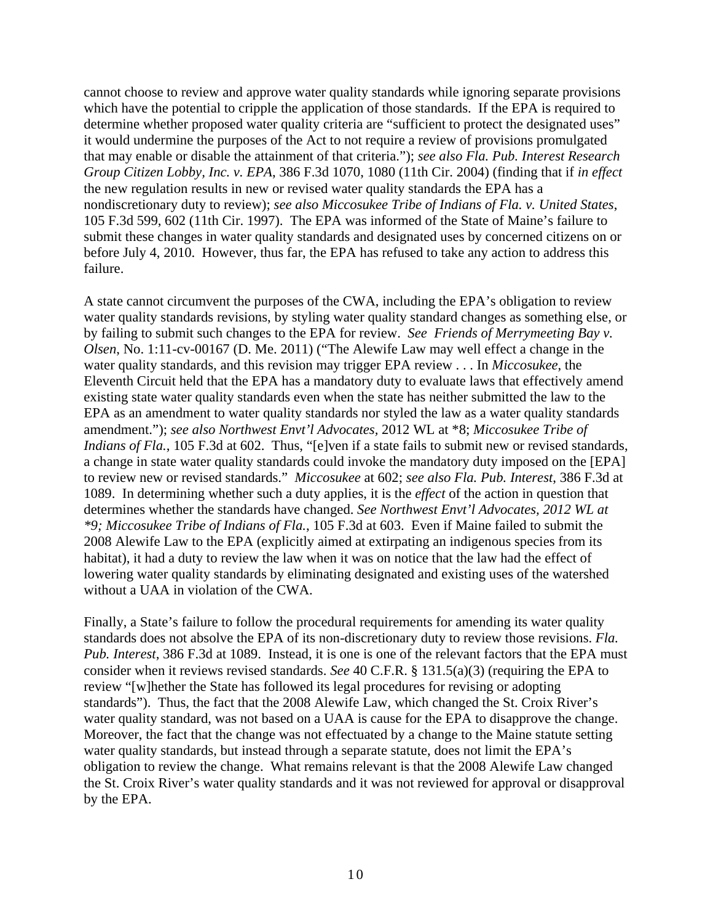cannot choose to review and approve water quality standards while ignoring separate provisions which have the potential to cripple the application of those standards. If the EPA is required to determine whether proposed water quality criteria are "sufficient to protect the designated uses" it would undermine the purposes of the Act to not require a review of provisions promulgated that may enable or disable the attainment of that criteria."); *see also Fla. Pub. Interest Research Group Citizen Lobby, Inc. v. EPA*, 386 F.3d 1070, 1080 (11th Cir. 2004) (finding that if *in effect* the new regulation results in new or revised water quality standards the EPA has a nondiscretionary duty to review); *see also Miccosukee Tribe of Indians of Fla. v. United States*, 105 F.3d 599, 602 (11th Cir. 1997). The EPA was informed of the State of Maine's failure to submit these changes in water quality standards and designated uses by concerned citizens on or before July 4, 2010. However, thus far, the EPA has refused to take any action to address this failure.

A state cannot circumvent the purposes of the CWA, including the EPA's obligation to review water quality standards revisions, by styling water quality standard changes as something else, or by failing to submit such changes to the EPA for review. *See Friends of Merrymeeting Bay v. Olsen*, No. 1:11-cv-00167 (D. Me. 2011) ("The Alewife Law may well effect a change in the water quality standards, and this revision may trigger EPA review . . . In *Miccosukee*, the Eleventh Circuit held that the EPA has a mandatory duty to evaluate laws that effectively amend existing state water quality standards even when the state has neither submitted the law to the EPA as an amendment to water quality standards nor styled the law as a water quality standards amendment."); *see also Northwest Envt'l Advocates*, 2012 WL at *8; *Miccosukee Tribe of Indians of Fla.*, 105 F.3d at 602. Thus, "[e]ven if a state fails to submit new or revised standards, a change in state water quality standards could invoke the mandatory duty imposed on the [EPA] to review new or revised standards." *Miccosukee* at 602; *see also Fla. Pub. Interest*, 386 F.3d at 1089. In determining whether such a duty applies, it is the *effect* of the action in question that determines whether the standards have changed. *See Northwest Envt'l Advocates, 2012 WL at *9; Miccosukee Tribe of Indians of Fla.*, 105 F.3d at 603. Even if Maine failed to submit the 2008 Alewife Law to the EPA (explicitly aimed at extirpating an indigenous species from its habitat), it had a duty to review the law when it was on notice that the law had the effect of lowering water quality standards by eliminating designated and existing uses of the watershed without a UAA in violation of the CWA.

Finally, a State's failure to follow the procedural requirements for amending its water quality standards does not absolve the EPA of its non-discretionary duty to review those revisions. *Fla. Pub. Interest*, 386 F.3d at 1089. Instead, it is one is one of the relevant factors that the EPA must consider when it reviews revised standards. *See* 40 C.F.R. § 131.5(a)(3) (requiring the EPA to review "[w]hether the State has followed its legal procedures for revising or adopting standards"). Thus, the fact that the 2008 Alewife Law, which changed the St. Croix River's water quality standard, was not based on a UAA is cause for the EPA to disapprove the change. Moreover, the fact that the change was not effectuated by a change to the Maine statute setting water quality standards, but instead through a separate statute, does not limit the EPA's obligation to review the change. What remains relevant is that the 2008 Alewife Law changed the St. Croix River's water quality standards and it was not reviewed for approval or disapproval by the EPA.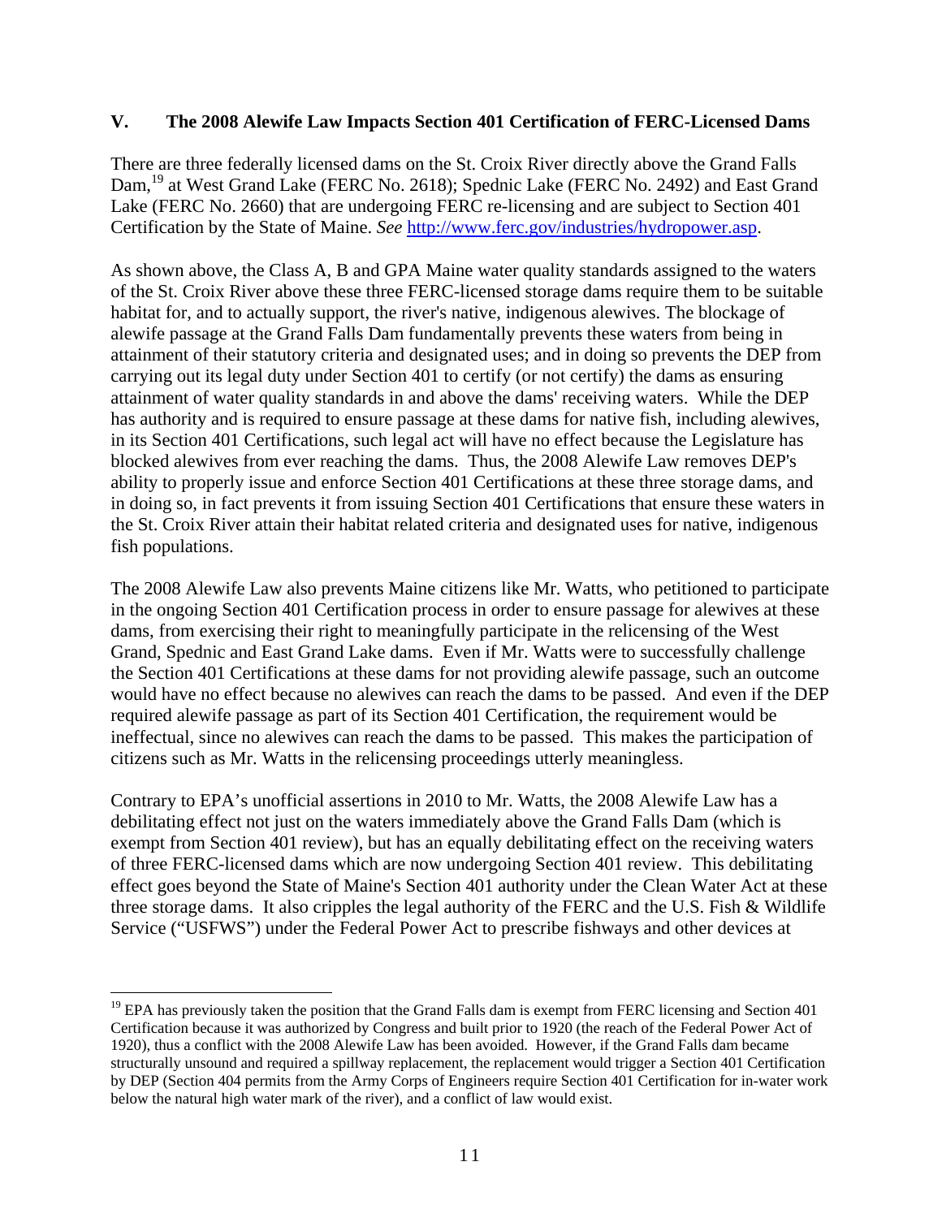## V. The 2008 Alewife Law Impacts Section 401 Certification of FERC-Licensed Dams

There are three federally licensed dams on the St. Croix River directly above the Grand Falls Dam,[19] at West Grand Lake (FERC No. 2618); Spednic Lake (FERC No. 2492) and East Grand Lake (FERC No. 2660) that are undergoing FERC re-licensing and are subject to Section 401 Certification by the State of Maine. *See* http://www.ferc.gov/industries/hydropower.asp.

As shown above, the Class A, B and GPA Maine water quality standards assigned to the waters of the St. Croix River above these three FERC-licensed storage dams require them to be suitable habitat for, and to actually support, the river's native, indigenous alewives. The blockage of alewife passage at the Grand Falls Dam fundamentally prevents these waters from being in attainment of their statutory criteria and designated uses; and in doing so prevents the DEP from carrying out its legal duty under Section 401 to certify (or not certify) the dams as ensuring attainment of water quality standards in and above the dams' receiving waters. While the DEP has authority and is required to ensure passage at these dams for native fish, including alewives, in its Section 401 Certifications, such legal act will have no effect because the Legislature has blocked alewives from ever reaching the dams. Thus, the 2008 Alewife Law removes DEP's ability to properly issue and enforce Section 401 Certifications at these three storage dams, and in doing so, in fact prevents it from issuing Section 401 Certifications that ensure these waters in the St. Croix River attain their habitat related criteria and designated uses for native, indigenous fish populations.

The 2008 Alewife Law also prevents Maine citizens like Mr. Watts, who petitioned to participate in the ongoing Section 401 Certification process in order to ensure passage for alewives at these dams, from exercising their right to meaningfully participate in the relicensing of the West Grand, Spednic and East Grand Lake dams. Even if Mr. Watts were to successfully challenge the Section 401 Certifications at these dams for not providing alewife passage, such an outcome would have no effect because no alewives can reach the dams to be passed. And even if the DEP required alewife passage as part of its Section 401 Certification, the requirement would be ineffectual, since no alewives can reach the dams to be passed. This makes the participation of citizens such as Mr. Watts in the relicensing proceedings utterly meaningless.

Contrary to EPA's unofficial assertions in 2010 to Mr. Watts, the 2008 Alewife Law has a debilitating effect not just on the waters immediately above the Grand Falls Dam (which is exempt from Section 401 review), but has an equally debilitating effect on the receiving waters of three FERC-licensed dams which are now undergoing Section 401 review. This debilitating effect goes beyond the State of Maine's Section 401 authority under the Clean Water Act at these three storage dams. It also cripples the legal authority of the FERC and the U.S. Fish & Wildlife Service ("USFWS") under the Federal Power Act to prescribe fishways and other devices at

---

[19] EPA has previously taken the position that the Grand Falls dam is exempt from FERC licensing and Section 401 Certification because it was authorized by Congress and built prior to 1920 (the reach of the Federal Power Act of 1920), thus a conflict with the 2008 Alewife Law has been avoided. However, if the Grand Falls dam became structurally unsound and required a spillway replacement, the replacement would trigger a Section 401 Certification by DEP (Section 404 permits from the Army Corps of Engineers require Section 401 Certification for in-water work below the natural high water mark of the river), and a conflict of law would exist.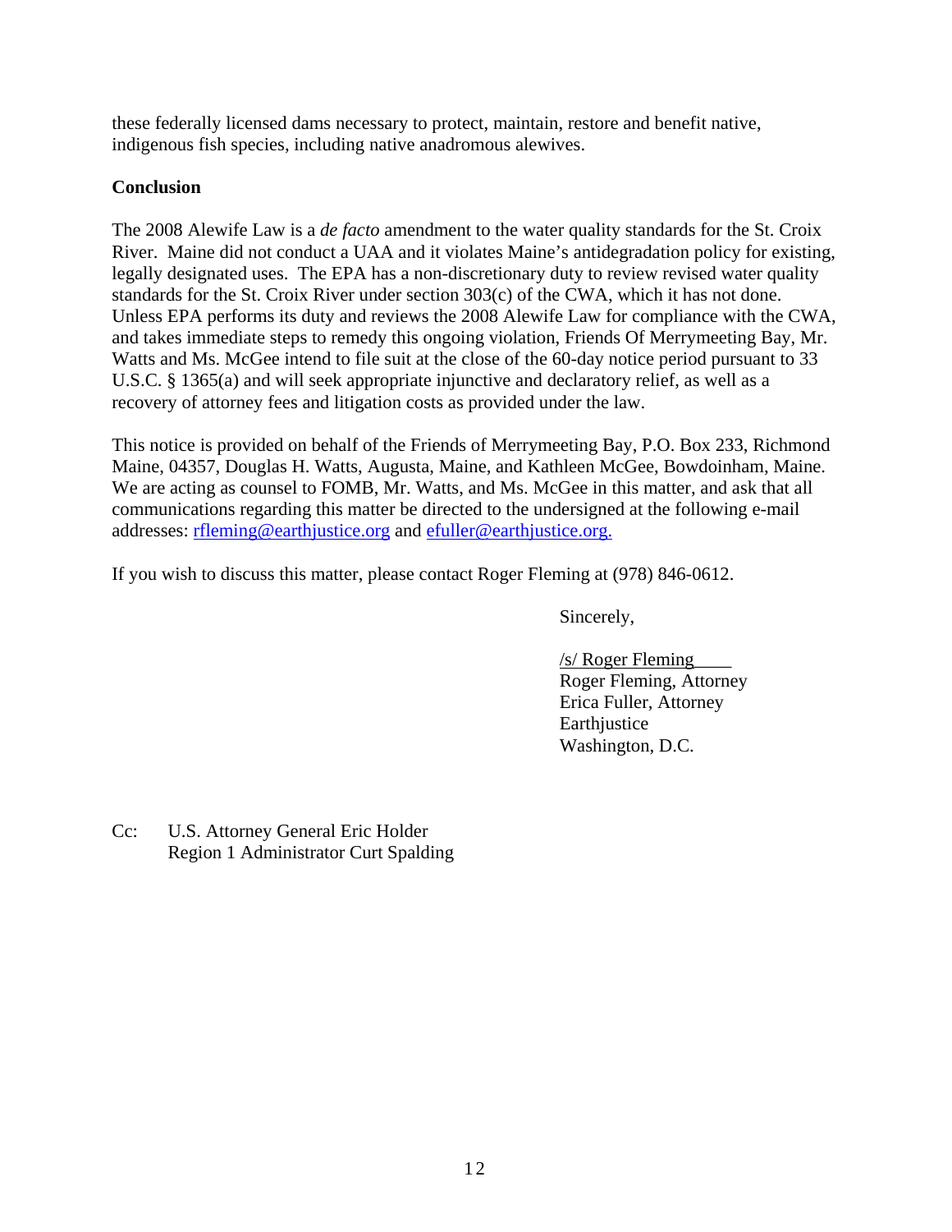these federally licensed dams necessary to protect, maintain, restore and benefit native, indigenous fish species, including native anadromous alewives.

**Conclusion**

The 2008 Alewife Law is a *de facto* amendment to the water quality standards for the St. Croix River. Maine did not conduct a UAA and it violates Maine's antidegradation policy for existing, legally designated uses. The EPA has a non-discretionary duty to review revised water quality standards for the St. Croix River under section 303(c) of the CWA, which it has not done. Unless EPA performs its duty and reviews the 2008 Alewife Law for compliance with the CWA, and takes immediate steps to remedy this ongoing violation, Friends Of Merrymeeting Bay, Mr. Watts and Ms. McGee intend to file suit at the close of the 60-day notice period pursuant to 33 U.S.C. § 1365(a) and will seek appropriate injunctive and declaratory relief, as well as a recovery of attorney fees and litigation costs as provided under the law.

This notice is provided on behalf of the Friends of Merrymeeting Bay, P.O. Box 233, Richmond Maine, 04357, Douglas H. Watts, Augusta, Maine, and Kathleen McGee, Bowdoinham, Maine. We are acting as counsel to FOMB, Mr. Watts, and Ms. McGee in this matter, and ask that all communications regarding this matter be directed to the undersigned at the following e-mail addresses: rfleming@earthjustice.org and efuller@earthjustice.org.

If you wish to discuss this matter, please contact Roger Fleming at (978) 846-0612.

Sincerely,

/s/ Roger Fleming
Roger Fleming, Attorney
Erica Fuller, Attorney
Earthjustice
Washington, D.C.

Cc: U.S. Attorney General Eric Holder
Region 1 Administrator Curt Spalding